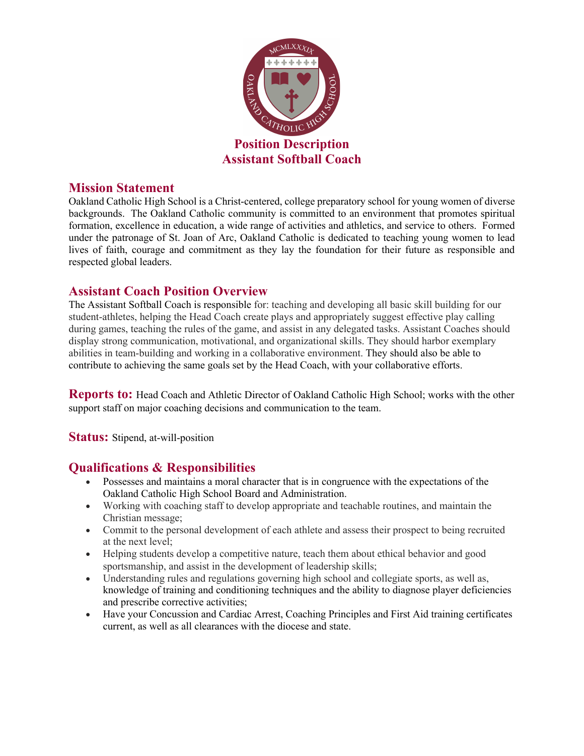# Position Description
# Assistant Softball Coach

## Mission Statement

Oakland Catholic High School is a Christ-centered, college preparatory school for young women of diverse backgrounds. The Oakland Catholic community is committed to an environment that promotes spiritual formation, excellence in education, a wide range of activities and athletics, and service to others. Formed under the patronage of St. Joan of Arc, Oakland Catholic is dedicated to teaching young women to lead lives of faith, courage and commitment as they lay the foundation for their future as responsible and respected global leaders.

## Assistant Coach Position Overview

The Assistant Softball Coach is responsible for: teaching and developing all basic skill building for our student-athletes, helping the Head Coach create plays and appropriately suggest effective play calling during games, teaching the rules of the game, and assist in any delegated tasks. Assistant Coaches should display strong communication, motivational, and organizational skills. They should harbor exemplary abilities in team-building and working in a collaborative environment. They should also be able to contribute to achieving the same goals set by the Head Coach, with your collaborative efforts.

**Reports to:** Head Coach and Athletic Director of Oakland Catholic High School; works with the other support staff on major coaching decisions and communication to the team.

**Status:** Stipend, at-will-position

## Qualifications & Responsibilities

- Possesses and maintains a moral character that is in congruence with the expectations of the Oakland Catholic High School Board and Administration.
- Working with coaching staff to develop appropriate and teachable routines, and maintain the Christian message;
- Commit to the personal development of each athlete and assess their prospect to being recruited at the next level;
- Helping students develop a competitive nature, teach them about ethical behavior and good sportsmanship, and assist in the development of leadership skills;
- Understanding rules and regulations governing high school and collegiate sports, as well as, knowledge of training and conditioning techniques and the ability to diagnose player deficiencies and prescribe corrective activities;
- Have your Concussion and Cardiac Arrest, Coaching Principles and First Aid training certificates current, as well as all clearances with the diocese and state.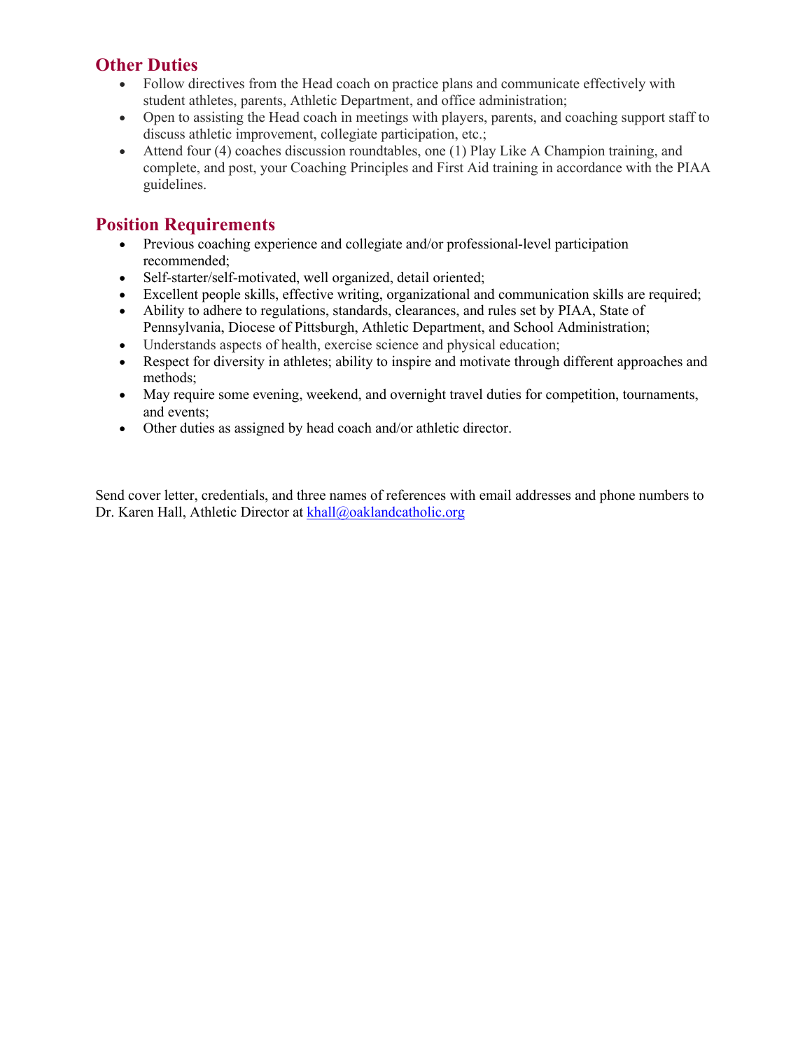## Other Duties

- Follow directives from the Head coach on practice plans and communicate effectively with student athletes, parents, Athletic Department, and office administration;
- Open to assisting the Head coach in meetings with players, parents, and coaching support staff to discuss athletic improvement, collegiate participation, etc.;
- Attend four (4) coaches discussion roundtables, one (1) Play Like A Champion training, and complete, and post, your Coaching Principles and First Aid training in accordance with the PIAA guidelines.

## Position Requirements

- Previous coaching experience and collegiate and/or professional-level participation recommended;
- Self-starter/self-motivated, well organized, detail oriented;
- Excellent people skills, effective writing, organizational and communication skills are required;
- Ability to adhere to regulations, standards, clearances, and rules set by PIAA, State of Pennsylvania, Diocese of Pittsburgh, Athletic Department, and School Administration;
- Understands aspects of health, exercise science and physical education;
- Respect for diversity in athletes; ability to inspire and motivate through different approaches and methods;
- May require some evening, weekend, and overnight travel duties for competition, tournaments, and events;
- Other duties as assigned by head coach and/or athletic director.

Send cover letter, credentials, and three names of references with email addresses and phone numbers to Dr. Karen Hall, Athletic Director at khall@oaklandcatholic.org